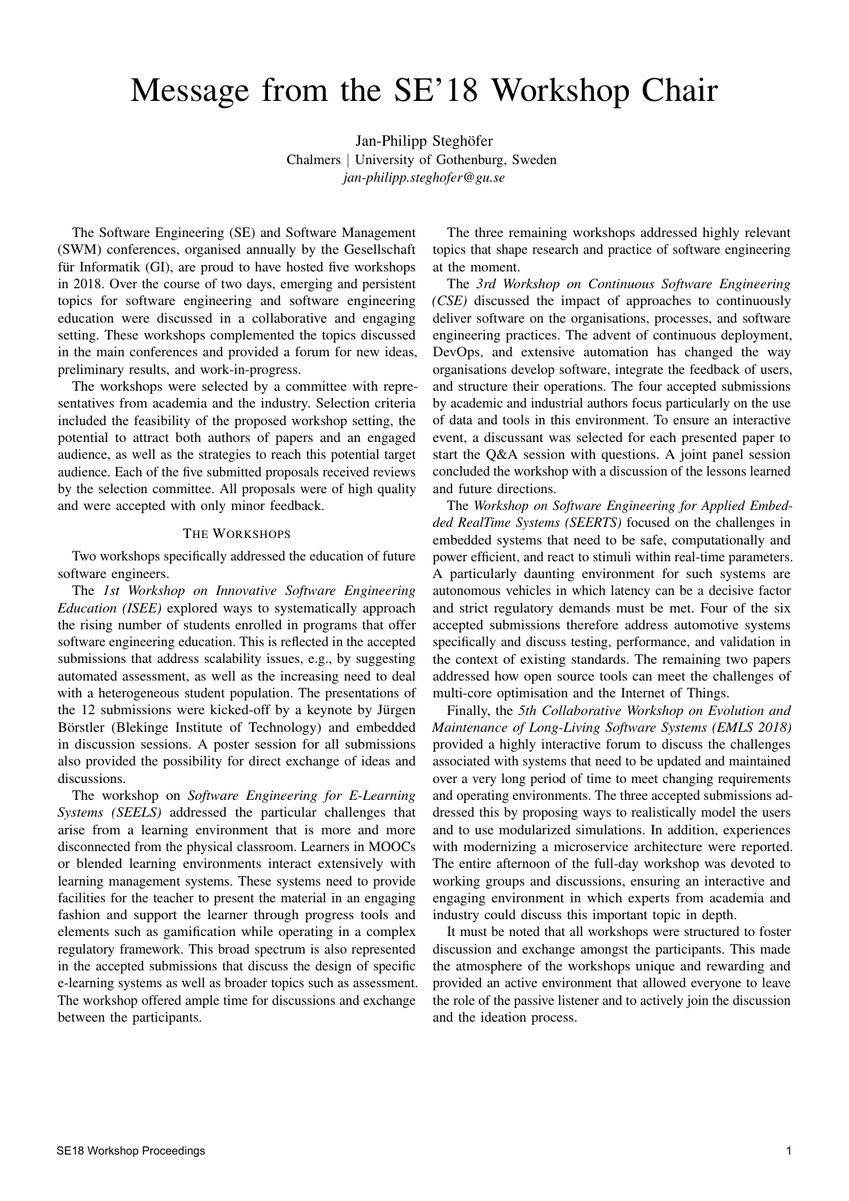# Message from the SE'18 Workshop Chair

Jan-Philipp Steghöfer
Chalmers | University of Gothenburg, Sweden
*jan-philipp.steghofer@gu.se*

The Software Engineering (SE) and Software Management (SWM) conferences, organised annually by the Gesellschaft für Informatik (GI), are proud to have hosted five workshops in 2018. Over the course of two days, emerging and persistent topics for software engineering and software engineering education were discussed in a collaborative and engaging setting. These workshops complemented the topics discussed in the main conferences and provided a forum for new ideas, preliminary results, and work-in-progress.

The workshops were selected by a committee with representatives from academia and the industry. Selection criteria included the feasibility of the proposed workshop setting, the potential to attract both authors of papers and an engaged audience, as well as the strategies to reach this potential target audience. Each of the five submitted proposals received reviews by the selection committee. All proposals were of high quality and were accepted with only minor feedback.

## The Workshops

Two workshops specifically addressed the education of future software engineers.

The *1st Workshop on Innovative Software Engineering Education (ISEE)* explored ways to systematically approach the rising number of students enrolled in programs that offer software engineering education. This is reflected in the accepted submissions that address scalability issues, e.g., by suggesting automated assessment, as well as the increasing need to deal with a heterogeneous student population. The presentations of the 12 submissions were kicked-off by a keynote by Jürgen Börstler (Blekinge Institute of Technology) and embedded in discussion sessions. A poster session for all submissions also provided the possibility for direct exchange of ideas and discussions.

The workshop on *Software Engineering for E-Learning Systems (SEELS)* addressed the particular challenges that arise from a learning environment that is more and more disconnected from the physical classroom. Learners in MOOCs or blended learning environments interact extensively with learning management systems. These systems need to provide facilities for the teacher to present the material in an engaging fashion and support the learner through progress tools and elements such as gamification while operating in a complex regulatory framework. This broad spectrum is also represented in the accepted submissions that discuss the design of specific e-learning systems as well as broader topics such as assessment. The workshop offered ample time for discussions and exchange between the participants.

The three remaining workshops addressed highly relevant topics that shape research and practice of software engineering at the moment.

The *3rd Workshop on Continuous Software Engineering (CSE)* discussed the impact of approaches to continuously deliver software on the organisations, processes, and software engineering practices. The advent of continuous deployment, DevOps, and extensive automation has changed the way organisations develop software, integrate the feedback of users, and structure their operations. The four accepted submissions by academic and industrial authors focus particularly on the use of data and tools in this environment. To ensure an interactive event, a discussant was selected for each presented paper to start the Q&A session with questions. A joint panel session concluded the workshop with a discussion of the lessons learned and future directions.

The *Workshop on Software Engineering for Applied Embedded RealTime Systems (SEERTS)* focused on the challenges in embedded systems that need to be safe, computationally and power efficient, and react to stimuli within real-time parameters. A particularly daunting environment for such systems are autonomous vehicles in which latency can be a decisive factor and strict regulatory demands must be met. Four of the six accepted submissions therefore address automotive systems specifically and discuss testing, performance, and validation in the context of existing standards. The remaining two papers addressed how open source tools can meet the challenges of multi-core optimisation and the Internet of Things.

Finally, the *5th Collaborative Workshop on Evolution and Maintenance of Long-Living Software Systems (EMLS 2018)* provided a highly interactive forum to discuss the challenges associated with systems that need to be updated and maintained over a very long period of time to meet changing requirements and operating environments. The three accepted submissions addressed this by proposing ways to realistically model the users and to use modularized simulations. In addition, experiences with modernizing a microservice architecture were reported. The entire afternoon of the full-day workshop was devoted to working groups and discussions, ensuring an interactive and engaging environment in which experts from academia and industry could discuss this important topic in depth.

It must be noted that all workshops were structured to foster discussion and exchange amongst the participants. This made the atmosphere of the workshops unique and rewarding and provided an active environment that allowed everyone to leave the role of the passive listener and to actively join the discussion and the ideation process.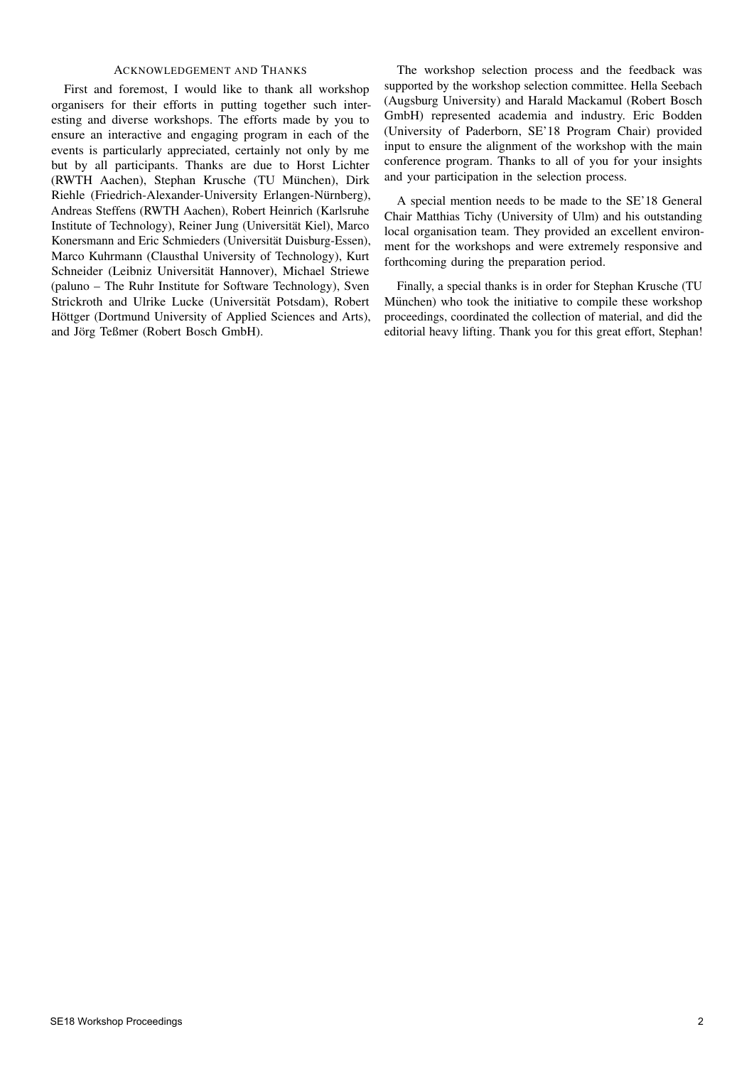## Acknowledgement and Thanks

First and foremost, I would like to thank all workshop organisers for their efforts in putting together such interesting and diverse workshops. The efforts made by you to ensure an interactive and engaging program in each of the events is particularly appreciated, certainly not only by me but by all participants. Thanks are due to Horst Lichter (RWTH Aachen), Stephan Krusche (TU München), Dirk Riehle (Friedrich-Alexander-University Erlangen-Nürnberg), Andreas Steffens (RWTH Aachen), Robert Heinrich (Karlsruhe Institute of Technology), Reiner Jung (Universität Kiel), Marco Konersmann and Eric Schmieders (Universität Duisburg-Essen), Marco Kuhrmann (Clausthal University of Technology), Kurt Schneider (Leibniz Universität Hannover), Michael Striewe (paluno – The Ruhr Institute for Software Technology), Sven Strickroth and Ulrike Lucke (Universität Potsdam), Robert Höttger (Dortmund University of Applied Sciences and Arts), and Jörg Teßmer (Robert Bosch GmbH).

The workshop selection process and the feedback was supported by the workshop selection committee. Hella Seebach (Augsburg University) and Harald Mackamul (Robert Bosch GmbH) represented academia and industry. Eric Bodden (University of Paderborn, SE'18 Program Chair) provided input to ensure the alignment of the workshop with the main conference program. Thanks to all of you for your insights and your participation in the selection process.

A special mention needs to be made to the SE'18 General Chair Matthias Tichy (University of Ulm) and his outstanding local organisation team. They provided an excellent environment for the workshops and were extremely responsive and forthcoming during the preparation period.

Finally, a special thanks is in order for Stephan Krusche (TU München) who took the initiative to compile these workshop proceedings, coordinated the collection of material, and did the editorial heavy lifting. Thank you for this great effort, Stephan!